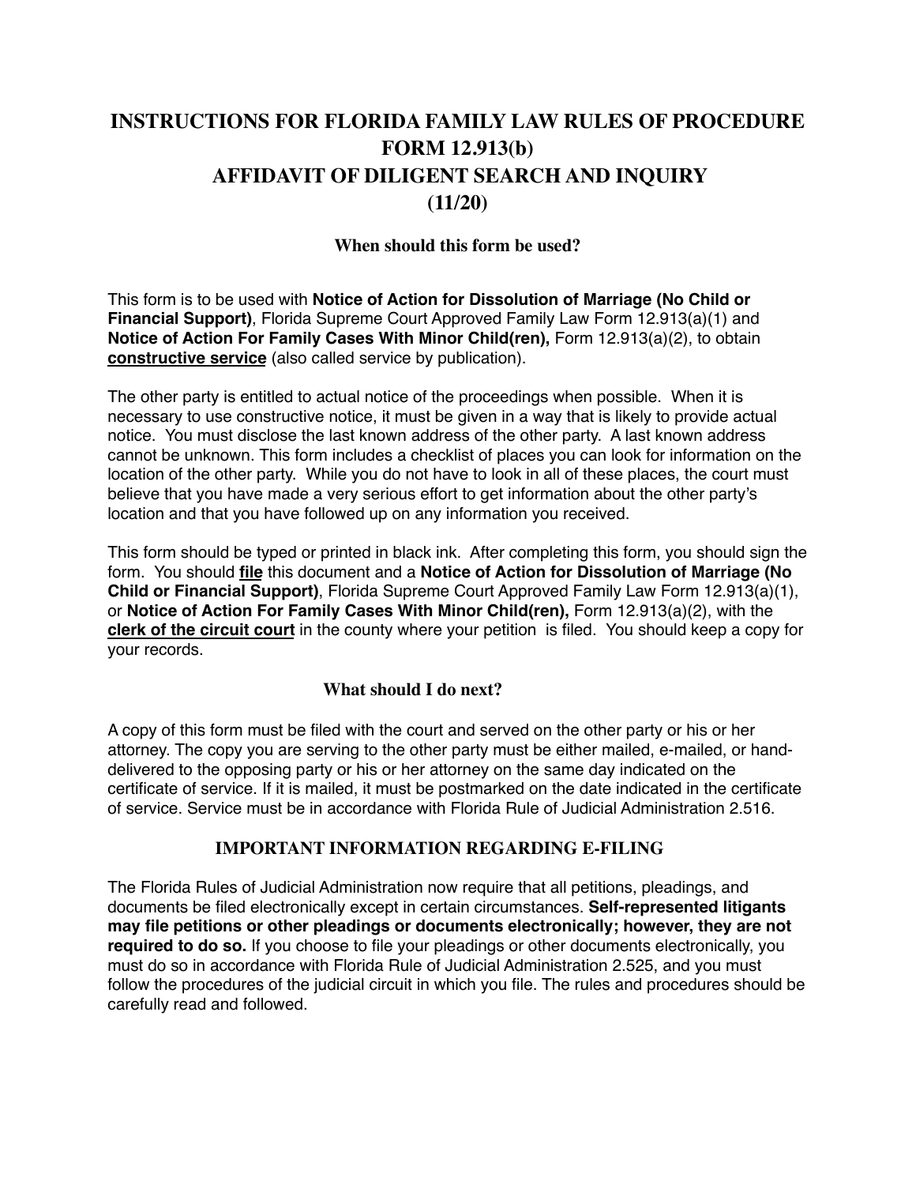# INSTRUCTIONS FOR FLORIDA FAMILY LAW RULES OF PROCEDURE FORM 12.913(b) AFFIDAVIT OF DILIGENT SEARCH AND INQUIRY (11/20)

### When should this form be used?

This form is to be used with **Notice of Action for Dissolution of Marriage (No Child or Financial Support)**, Florida Supreme Court Approved Family Law Form 12.913(a)(1) and **Notice of Action For Family Cases With Minor Child(ren),** Form 12.913(a)(2), to obtain **constructive service** (also called service by publication).

The other party is entitled to actual notice of the proceedings when possible. When it is necessary to use constructive notice, it must be given in a way that is likely to provide actual notice. You must disclose the last known address of the other party. A last known address cannot be unknown. This form includes a checklist of places you can look for information on the location of the other party. While you do not have to look in all of these places, the court must believe that you have made a very serious effort to get information about the other party's location and that you have followed up on any information you received.

This form should be typed or printed in black ink. After completing this form, you should sign the form. You should **file** this document and a **Notice of Action for Dissolution of Marriage (No Child or Financial Support)**, Florida Supreme Court Approved Family Law Form 12.913(a)(1), or **Notice of Action For Family Cases With Minor Child(ren),** Form 12.913(a)(2), with the **clerk of the circuit court** in the county where your petition is filed. You should keep a copy for your records.

### What should I do next?

A copy of this form must be filed with the court and served on the other party or his or her attorney. The copy you are serving to the other party must be either mailed, e-mailed, or hand-delivered to the opposing party or his or her attorney on the same day indicated on the certificate of service. If it is mailed, it must be postmarked on the date indicated in the certificate of service. Service must be in accordance with Florida Rule of Judicial Administration 2.516.

### IMPORTANT INFORMATION REGARDING E-FILING

The Florida Rules of Judicial Administration now require that all petitions, pleadings, and documents be filed electronically except in certain circumstances. **Self-represented litigants may file petitions or other pleadings or documents electronically; however, they are not required to do so.** If you choose to file your pleadings or other documents electronically, you must do so in accordance with Florida Rule of Judicial Administration 2.525, and you must follow the procedures of the judicial circuit in which you file. The rules and procedures should be carefully read and followed.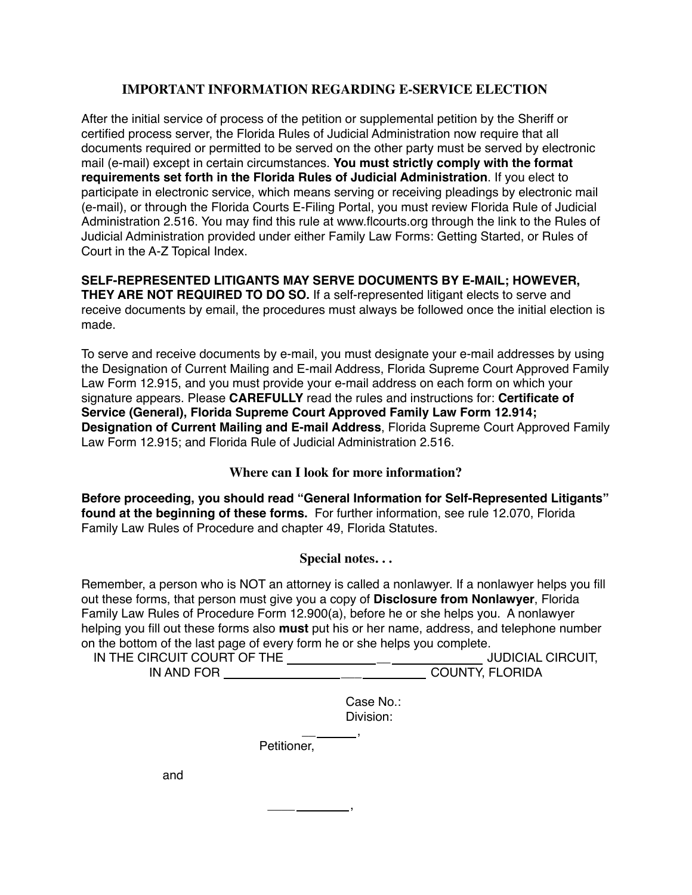## IMPORTANT INFORMATION REGARDING E-SERVICE ELECTION

After the initial service of process of the petition or supplemental petition by the Sheriff or certified process server, the Florida Rules of Judicial Administration now require that all documents required or permitted to be served on the other party must be served by electronic mail (e-mail) except in certain circumstances. **You must strictly comply with the format requirements set forth in the Florida Rules of Judicial Administration**. If you elect to participate in electronic service, which means serving or receiving pleadings by electronic mail (e-mail), or through the Florida Courts E-Filing Portal, you must review Florida Rule of Judicial Administration 2.516. You may find this rule at www.flcourts.org through the link to the Rules of Judicial Administration provided under either Family Law Forms: Getting Started, or Rules of Court in the A-Z Topical Index.

**SELF-REPRESENTED LITIGANTS MAY SERVE DOCUMENTS BY E-MAIL; HOWEVER, THEY ARE NOT REQUIRED TO DO SO.** If a self-represented litigant elects to serve and receive documents by email, the procedures must always be followed once the initial election is made.

To serve and receive documents by e-mail, you must designate your e-mail addresses by using the Designation of Current Mailing and E-mail Address, Florida Supreme Court Approved Family Law Form 12.915, and you must provide your e-mail address on each form on which your signature appears. Please **CAREFULLY** read the rules and instructions for: **Certificate of Service (General), Florida Supreme Court Approved Family Law Form 12.914; Designation of Current Mailing and E-mail Address**, Florida Supreme Court Approved Family Law Form 12.915; and Florida Rule of Judicial Administration 2.516.

### Where can I look for more information?

**Before proceeding, you should read "General Information for Self-Represented Litigants" found at the beginning of these forms.** For further information, see rule 12.070, Florida Family Law Rules of Procedure and chapter 49, Florida Statutes.

### Special notes. . .

Remember, a person who is NOT an attorney is called a nonlawyer. If a nonlawyer helps you fill out these forms, that person must give you a copy of **Disclosure from Nonlawyer**, Florida Family Law Rules of Procedure Form 12.900(a), before he or she helps you. A nonlawyer helping you fill out these forms also **must** put his or her name, address, and telephone number on the bottom of the last page of every form he or she helps you complete.

IN THE CIRCUIT COURT OF THE ______________________________ JUDICIAL CIRCUIT,
IN AND FOR ______________________________ COUNTY, FLORIDA

Case No.:
Division:

__________,
Petitioner,

and

__________,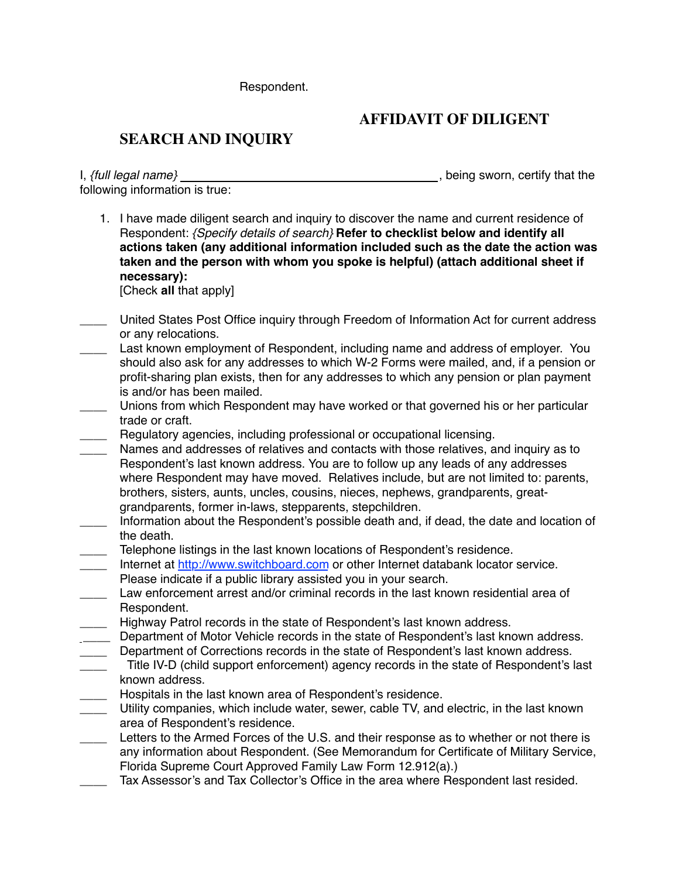Respondent.

# AFFIDAVIT OF DILIGENT SEARCH AND INQUIRY

I, *{full legal name}* ______________________________________, being sworn, certify that the following information is true:

1. I have made diligent search and inquiry to discover the name and current residence of Respondent: *{Specify details of search}* **Refer to checklist below and identify all actions taken (any additional information included such as the date the action was taken and the person with whom you spoke is helpful) (attach additional sheet if necessary):**
[Check **all** that apply]

____ United States Post Office inquiry through Freedom of Information Act for current address or any relocations.

____ Last known employment of Respondent, including name and address of employer. You should also ask for any addresses to which W-2 Forms were mailed, and, if a pension or profit-sharing plan exists, then for any addresses to which any pension or plan payment is and/or has been mailed.

____ Unions from which Respondent may have worked or that governed his or her particular trade or craft.

____ Regulatory agencies, including professional or occupational licensing.

____ Names and addresses of relatives and contacts with those relatives, and inquiry as to Respondent's last known address. You are to follow up any leads of any addresses where Respondent may have moved. Relatives include, but are not limited to: parents, brothers, sisters, aunts, uncles, cousins, nieces, nephews, grandparents, great-grandparents, former in-laws, stepparents, stepchildren.

____ Information about the Respondent's possible death and, if dead, the date and location of the death.

____ Telephone listings in the last known locations of Respondent's residence.

____ Internet at http://www.switchboard.com or other Internet databank locator service. Please indicate if a public library assisted you in your search.

____ Law enforcement arrest and/or criminal records in the last known residential area of Respondent.

____ Highway Patrol records in the state of Respondent's last known address.

____ Department of Motor Vehicle records in the state of Respondent's last known address.

____ Department of Corrections records in the state of Respondent's last known address.

____ Title IV-D (child support enforcement) agency records in the state of Respondent's last known address.

____ Hospitals in the last known area of Respondent's residence.

____ Utility companies, which include water, sewer, cable TV, and electric, in the last known area of Respondent's residence.

____ Letters to the Armed Forces of the U.S. and their response as to whether or not there is any information about Respondent. (See Memorandum for Certificate of Military Service, Florida Supreme Court Approved Family Law Form 12.912(a).)

____ Tax Assessor's and Tax Collector's Office in the area where Respondent last resided.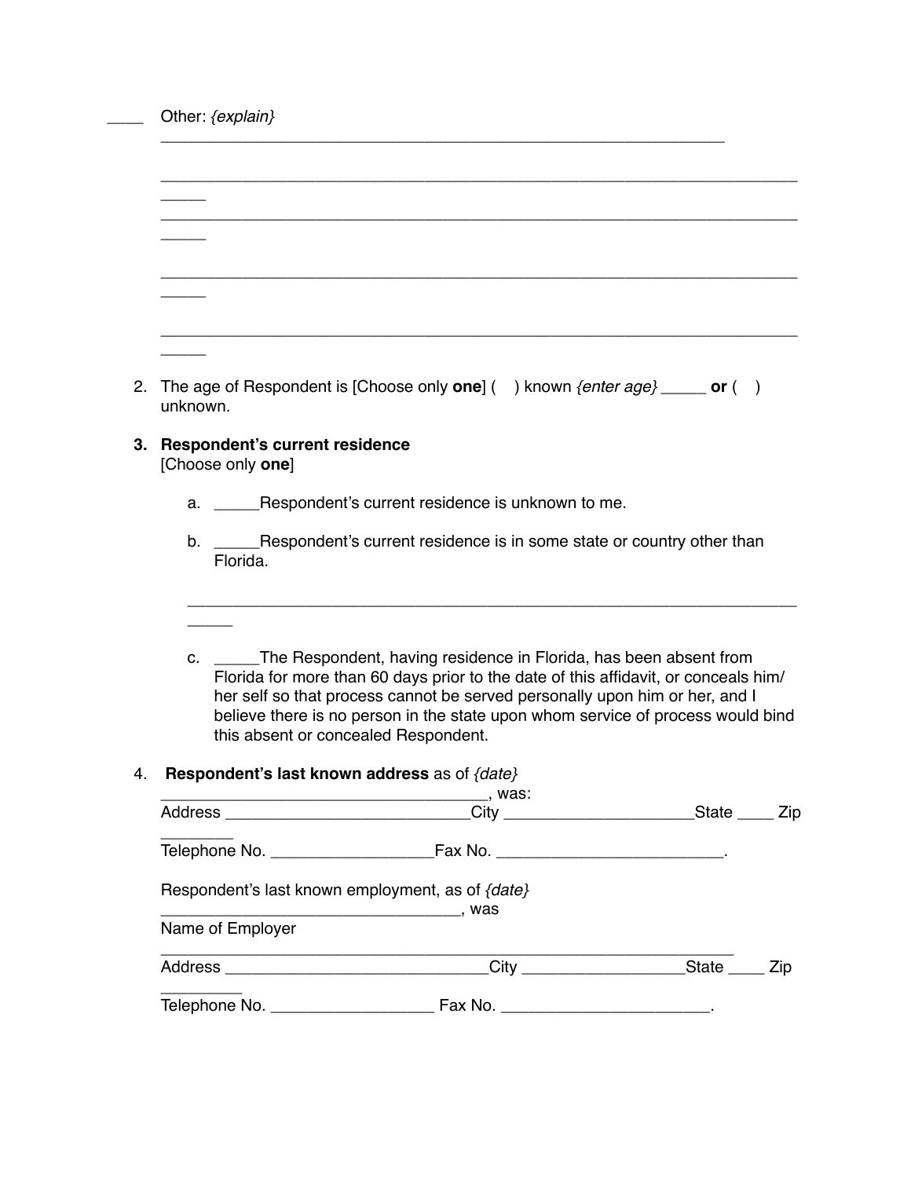____ Other: *{explain}*

______________________________________________________________

__________________________________________________________________________

__________________________________________________________________________

__________________________________________________________________________

__________________________________________________________________________

2. The age of Respondent is [Choose only **one**] (  ) known *{enter age}* _____ **or** (  ) unknown.

3. **Respondent's current residence**
   [Choose only **one**]

   a. _____Respondent's current residence is unknown to me.

   b. _____Respondent's current residence is in some state or country other than Florida.

   __________________________________________________________________________

   c. _____The Respondent, having residence in Florida, has been absent from Florida for more than 60 days prior to the date of this affidavit, or conceals him/her self so that process cannot be served personally upon him or her, and I believe there is no person in the state upon whom service of process would bind this absent or concealed Respondent.

4. **Respondent's last known address** as of *{date}* ____________________________________, was:
   Address ___________________________City _____________________State ____ Zip ________
   Telephone No. __________________Fax No. _________________________.

   Respondent's last known employment, as of *{date}* _________________________________, was
   Name of Employer
   ______________________________________________________________
   Address _____________________________City __________________State ____ Zip _________
   Telephone No. __________________ Fax No. _______________________.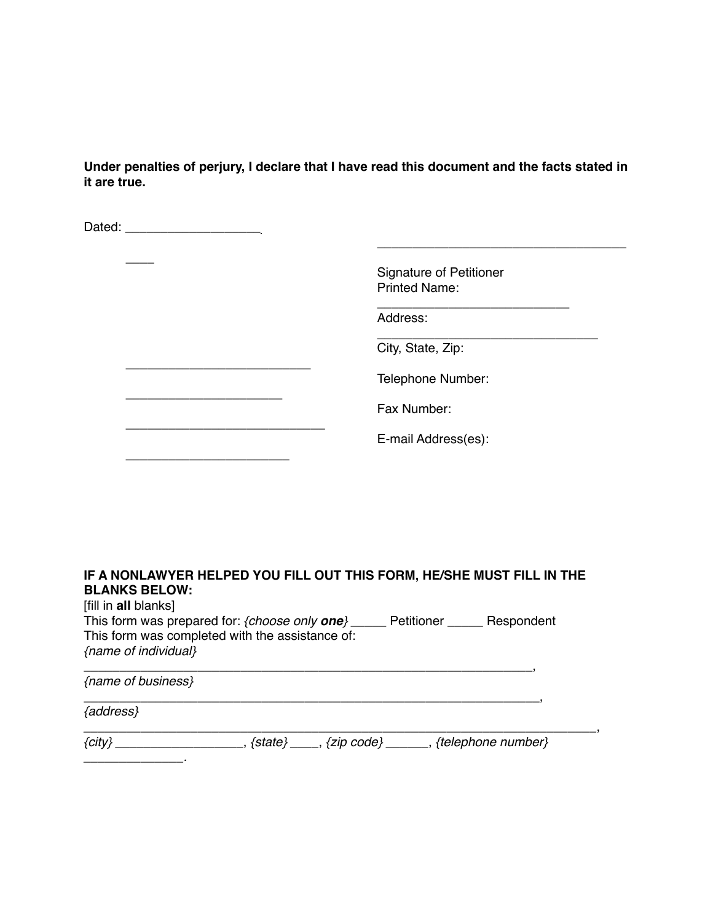**Under penalties of perjury, I declare that I have read this document and the facts stated in it are true.**

Dated: ___________________.

____

___________________________________

Signature of Petitioner

Printed Name: ___________________________

Address: ________________________________

City, State, Zip: __________________________

Telephone Number: ______________________

Fax Number: ___________________________

E-mail Address(es): ______________________

**IF A NONLAWYER HELPED YOU FILL OUT THIS FORM, HE/SHE MUST FILL IN THE BLANKS BELOW:**

[fill in **all** blanks]

This form was prepared for: *{choose only* ***one****}* _____ Petitioner _____ Respondent

This form was completed with the assistance of:

*{name of individual}* ______________________________________________________________,

*{name of business}* ______________________________________________________________,

*{address}* ______________________________________________________________________,

*{city}* __________________, *{state}* ____, *{zip code}* ______, *{telephone number}* _____________.